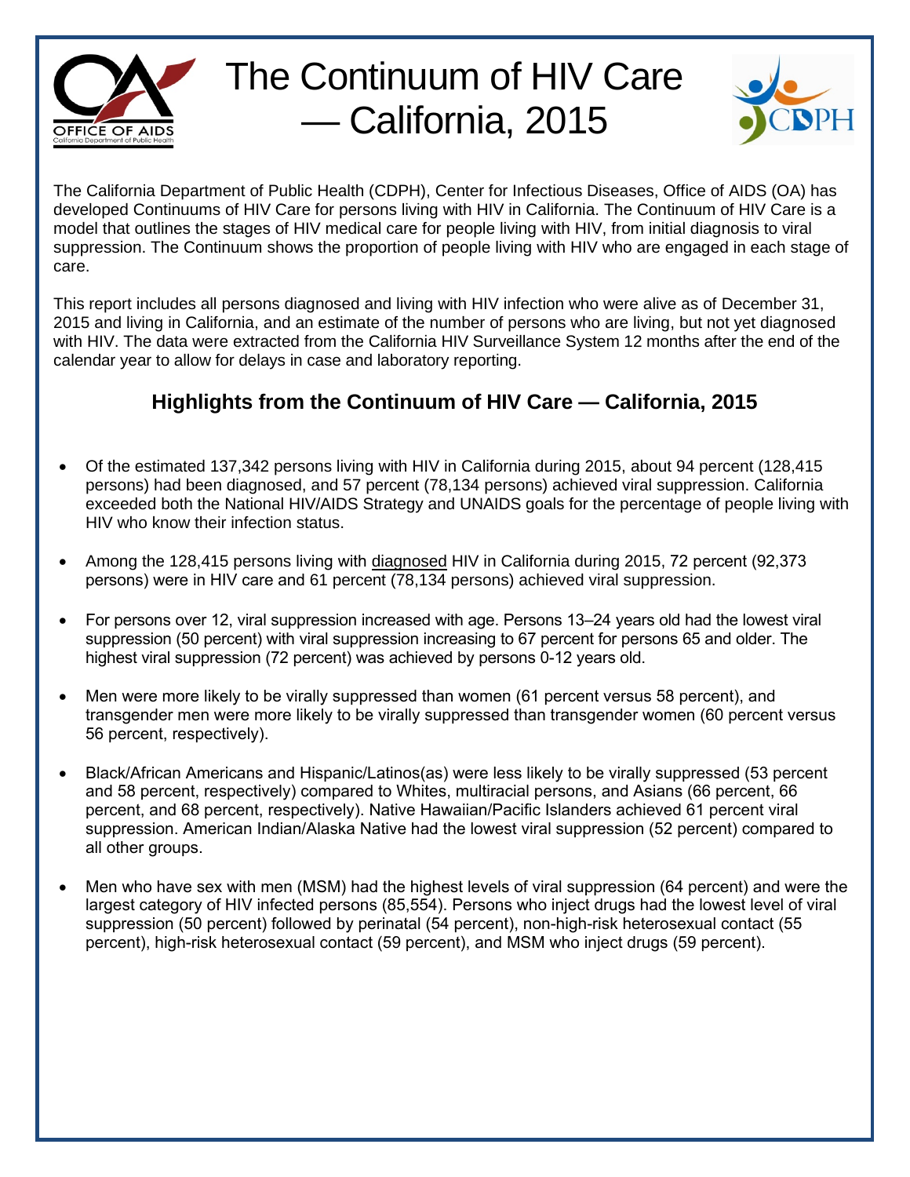# The Continuum of HIV Care — California, 2015

The California Department of Public Health (CDPH), Center for Infectious Diseases, Office of AIDS (OA) has developed Continuums of HIV Care for persons living with HIV in California. The Continuum of HIV Care is a model that outlines the stages of HIV medical care for people living with HIV, from initial diagnosis to viral suppression. The Continuum shows the proportion of people living with HIV who are engaged in each stage of care.

This report includes all persons diagnosed and living with HIV infection who were alive as of December 31, 2015 and living in California, and an estimate of the number of persons who are living, but not yet diagnosed with HIV. The data were extracted from the California HIV Surveillance System 12 months after the end of the calendar year to allow for delays in case and laboratory reporting.

## Highlights from the Continuum of HIV Care — California, 2015

- Of the estimated 137,342 persons living with HIV in California during 2015, about 94 percent (128,415 persons) had been diagnosed, and 57 percent (78,134 persons) achieved viral suppression. California exceeded both the National HIV/AIDS Strategy and UNAIDS goals for the percentage of people living with HIV who know their infection status.
- Among the 128,415 persons living with diagnosed HIV in California during 2015, 72 percent (92,373 persons) were in HIV care and 61 percent (78,134 persons) achieved viral suppression.
- For persons over 12, viral suppression increased with age. Persons 13–24 years old had the lowest viral suppression (50 percent) with viral suppression increasing to 67 percent for persons 65 and older. The highest viral suppression (72 percent) was achieved by persons 0-12 years old.
- Men were more likely to be virally suppressed than women (61 percent versus 58 percent), and transgender men were more likely to be virally suppressed than transgender women (60 percent versus 56 percent, respectively).
- Black/African Americans and Hispanic/Latinos(as) were less likely to be virally suppressed (53 percent and 58 percent, respectively) compared to Whites, multiracial persons, and Asians (66 percent, 66 percent, and 68 percent, respectively). Native Hawaiian/Pacific Islanders achieved 61 percent viral suppression. American Indian/Alaska Native had the lowest viral suppression (52 percent) compared to all other groups.
- Men who have sex with men (MSM) had the highest levels of viral suppression (64 percent) and were the largest category of HIV infected persons (85,554). Persons who inject drugs had the lowest level of viral suppression (50 percent) followed by perinatal (54 percent), non-high-risk heterosexual contact (55 percent), high-risk heterosexual contact (59 percent), and MSM who inject drugs (59 percent).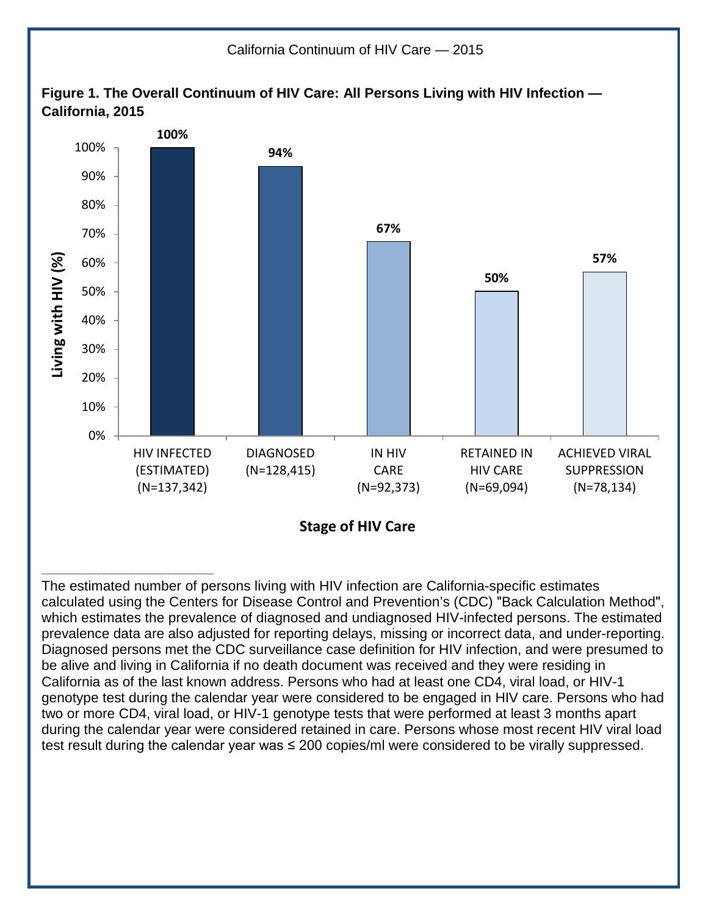California Continuum of HIV Care — 2015

**Figure 1. The Overall Continuum of HIV Care: All Persons Living with HIV Infection — California, 2015**

| Stage of HIV Care | Living with HIV (%) |
|---|---|
| HIV INFECTED (ESTIMATED) (N=137,342) | 100% |
| DIAGNOSED (N=128,415) | 94% |
| IN HIV CARE (N=92,373) | 67% |
| RETAINED IN HIV CARE (N=69,094) | 50% |
| ACHIEVED VIRAL SUPPRESSION (N=78,134) | 57% |

---

The estimated number of persons living with HIV infection are California-specific estimates calculated using the Centers for Disease Control and Prevention's (CDC) "Back Calculation Method", which estimates the prevalence of diagnosed and undiagnosed HIV-infected persons. The estimated prevalence data are also adjusted for reporting delays, missing or incorrect data, and under-reporting. Diagnosed persons met the CDC surveillance case definition for HIV infection, and were presumed to be alive and living in California if no death document was received and they were residing in California as of the last known address. Persons who had at least one CD4, viral load, or HIV-1 genotype test during the calendar year were considered to be engaged in HIV care. Persons who had two or more CD4, viral load, or HIV-1 genotype tests that were performed at least 3 months apart during the calendar year were considered retained in care. Persons whose most recent HIV viral load test result during the calendar year was ≤ 200 copies/ml were considered to be virally suppressed.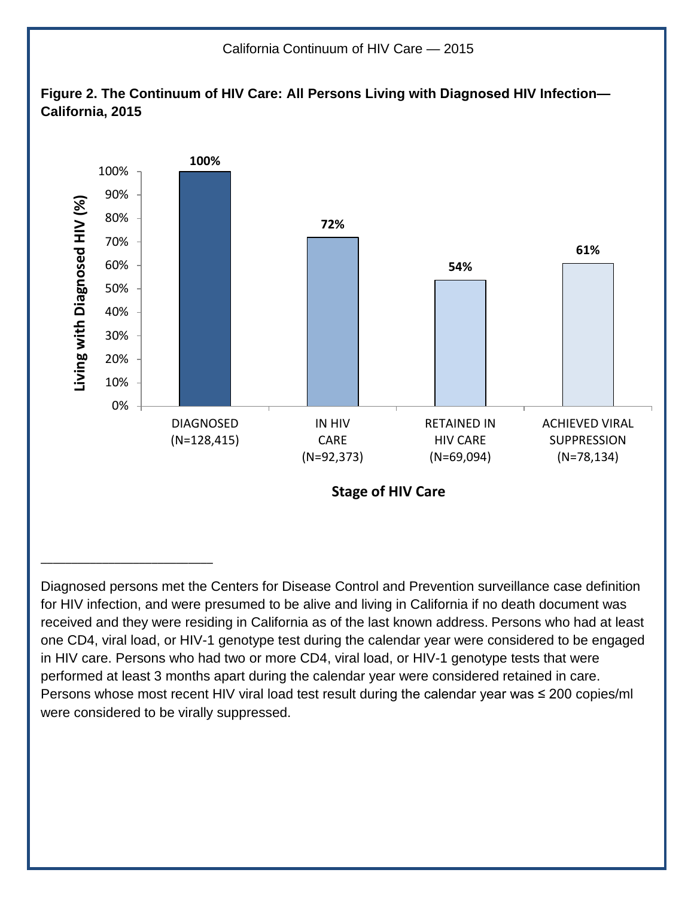**Figure 2. The Continuum of HIV Care: All Persons Living with Diagnosed HIV Infection—California, 2015**

| Stage of HIV Care | Living with Diagnosed HIV (%) |
| --- | --- |
| DIAGNOSED (N=128,415) | 100% |
| IN HIV CARE (N=92,373) | 72% |
| RETAINED IN HIV CARE (N=69,094) | 54% |
| ACHIEVED VIRAL SUPPRESSION (N=78,134) | 61% |

---

Diagnosed persons met the Centers for Disease Control and Prevention surveillance case definition for HIV infection, and were presumed to be alive and living in California if no death document was received and they were residing in California as of the last known address. Persons who had at least one CD4, viral load, or HIV-1 genotype test during the calendar year were considered to be engaged in HIV care. Persons who had two or more CD4, viral load, or HIV-1 genotype tests that were performed at least 3 months apart during the calendar year were considered retained in care. Persons whose most recent HIV viral load test result during the calendar year was ≤ 200 copies/ml were considered to be virally suppressed.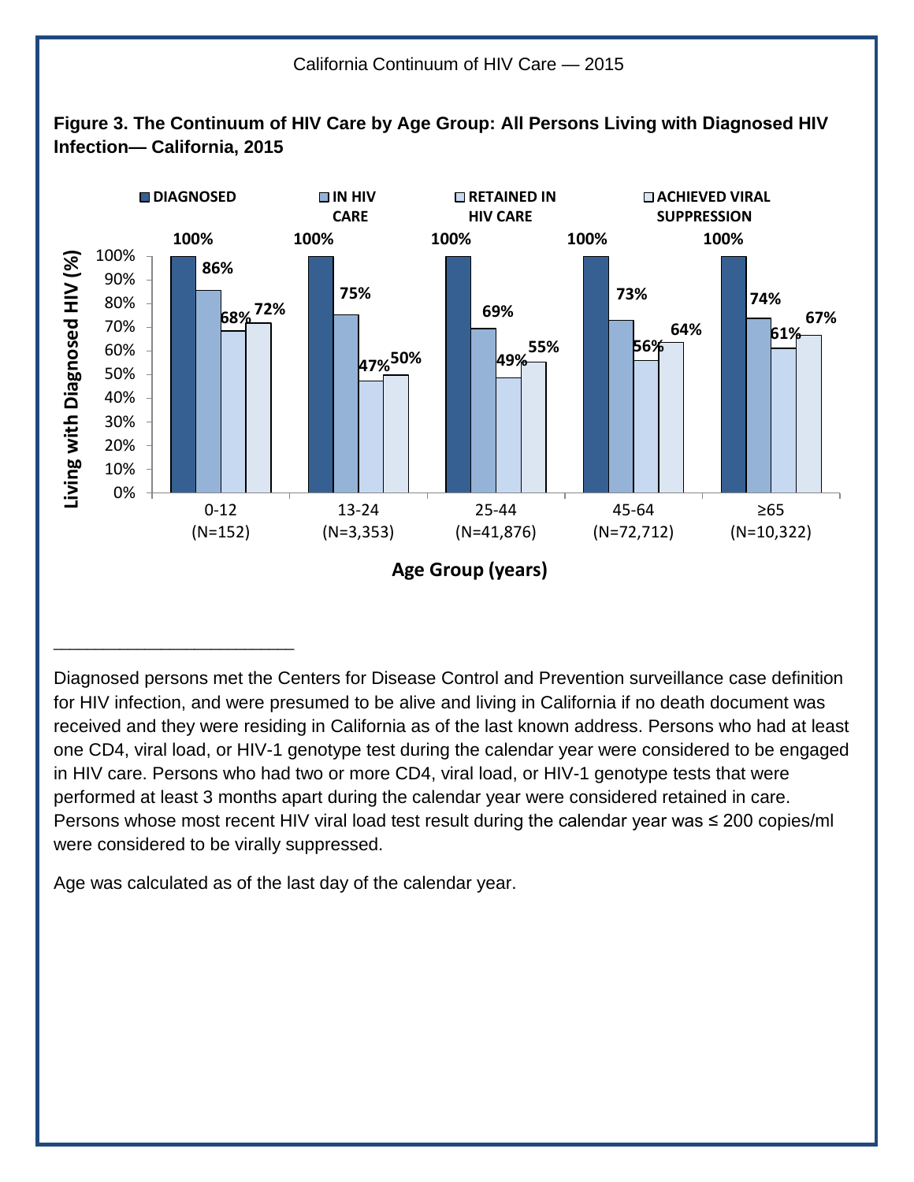**Figure 3. The Continuum of HIV Care by Age Group: All Persons Living with Diagnosed HIV Infection— California, 2015**

| Age Group (years) | Diagnosed | In HIV Care | Retained in HIV Care | Achieved Viral Suppression |
|---|---|---|---|---|
| 0-12 (N=152) | 100% | 86% | 68% | 72% |
| 13-24 (N=3,353) | 100% | 75% | 47% | 50% |
| 25-44 (N=41,876) | 100% | 69% | 49% | 55% |
| 45-64 (N=72,712) | 100% | 73% | 56% | 64% |
| ≥65 (N=10,322) | 100% | 74% | 61% | 67% |

Y-axis: Living with Diagnosed HIV (%)

X-axis: Age Group (years)

---

Diagnosed persons met the Centers for Disease Control and Prevention surveillance case definition for HIV infection, and were presumed to be alive and living in California if no death document was received and they were residing in California as of the last known address. Persons who had at least one CD4, viral load, or HIV-1 genotype test during the calendar year were considered to be engaged in HIV care. Persons who had two or more CD4, viral load, or HIV-1 genotype tests that were performed at least 3 months apart during the calendar year were considered retained in care. Persons whose most recent HIV viral load test result during the calendar year was ≤ 200 copies/ml were considered to be virally suppressed.

Age was calculated as of the last day of the calendar year.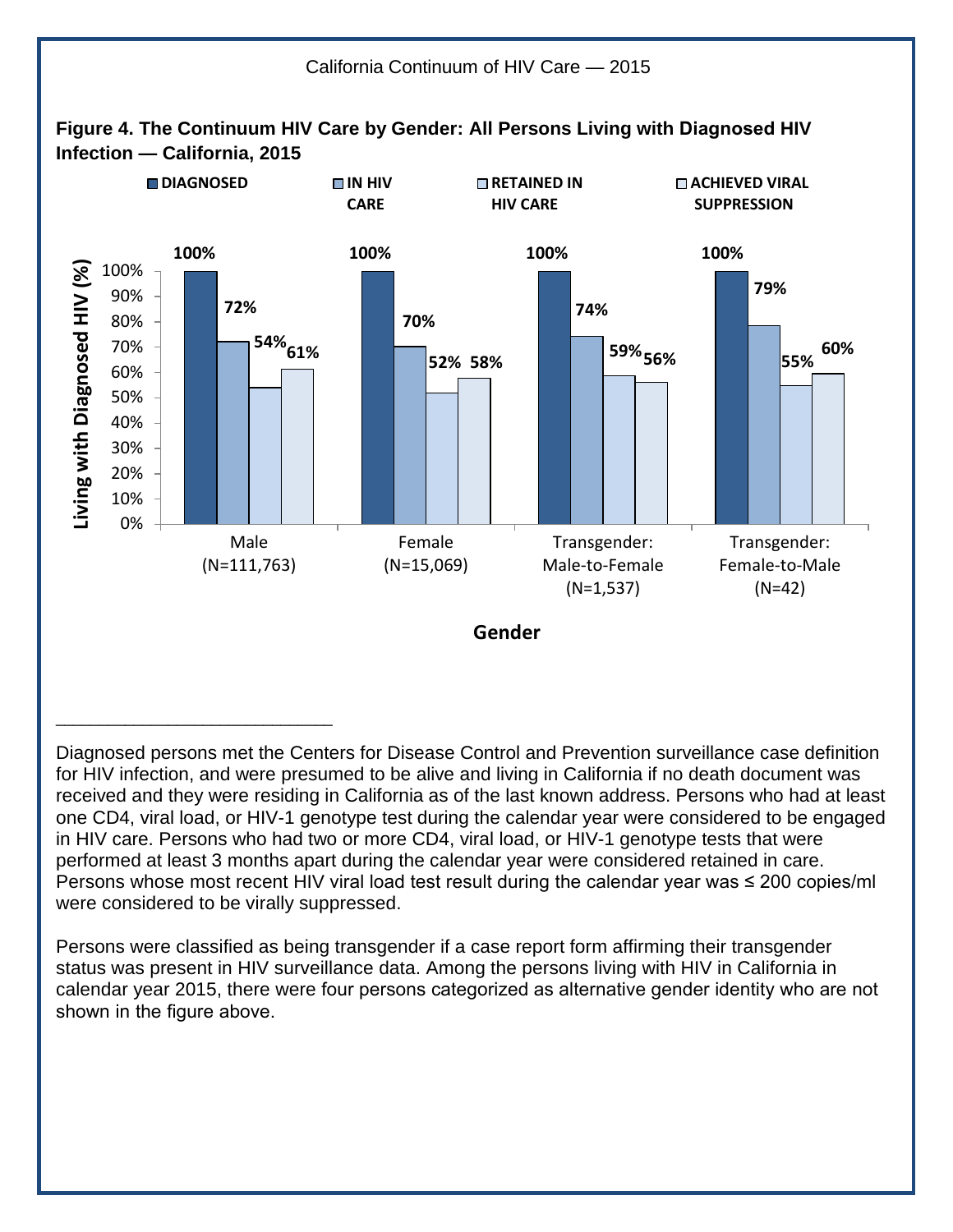**Figure 4. The Continuum HIV Care by Gender: All Persons Living with Diagnosed HIV Infection — California, 2015**

| Gender | Diagnosed | In HIV Care | Retained in HIV Care | Achieved Viral Suppression |
|---|---|---|---|---|
| Male (N=111,763) | 100% | 72% | 54% | 61% |
| Female (N=15,069) | 100% | 70% | 52% | 58% |
| Transgender: Male-to-Female (N=1,537) | 100% | 74% | 59% | 56% |
| Transgender: Female-to-Male (N=42) | 100% | 79% | 55% | 60% |

Y-axis: Living with Diagnosed HIV (%). X-axis: Gender.

---

Diagnosed persons met the Centers for Disease Control and Prevention surveillance case definition for HIV infection, and were presumed to be alive and living in California if no death document was received and they were residing in California as of the last known address. Persons who had at least one CD4, viral load, or HIV-1 genotype test during the calendar year were considered to be engaged in HIV care. Persons who had two or more CD4, viral load, or HIV-1 genotype tests that were performed at least 3 months apart during the calendar year were considered retained in care. Persons whose most recent HIV viral load test result during the calendar year was ≤ 200 copies/ml were considered to be virally suppressed.

Persons were classified as being transgender if a case report form affirming their transgender status was present in HIV surveillance data. Among the persons living with HIV in California in calendar year 2015, there were four persons categorized as alternative gender identity who are not shown in the figure above.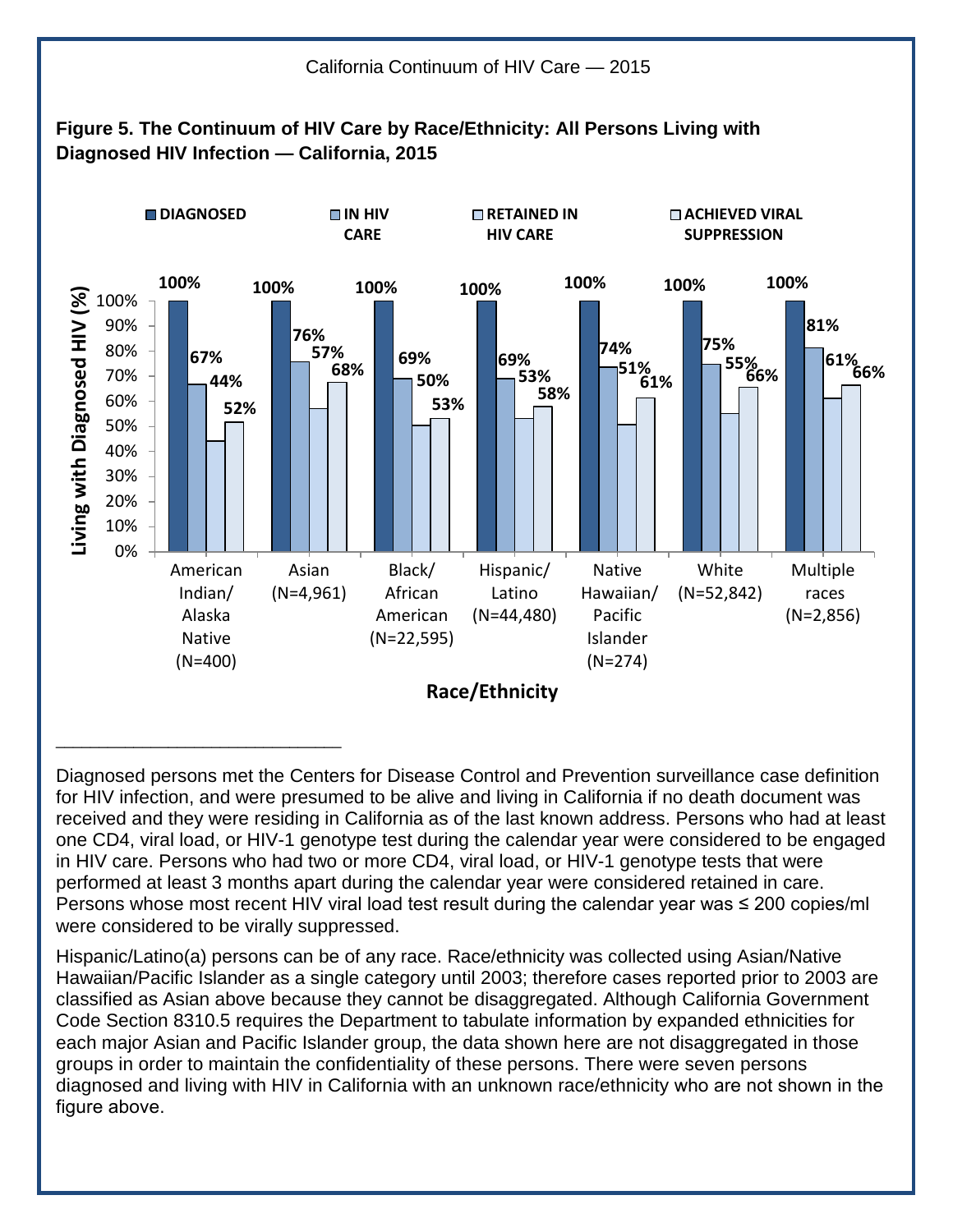**Figure 5. The Continuum of HIV Care by Race/Ethnicity: All Persons Living with Diagnosed HIV Infection — California, 2015**

| Race/Ethnicity | Diagnosed | In HIV Care | Retained in HIV Care | Achieved Viral Suppression |
|---|---|---|---|---|
| American Indian/ Alaska Native (N=400) | 100% | 67% | 44% | 52% |
| Asian (N=4,961) | 100% | 76% | 57% | 68% |
| Black/ African American (N=22,595) | 100% | 69% | 50% | 53% |
| Hispanic/ Latino (N=44,480) | 100% | 69% | 53% | 58% |
| Native Hawaiian/ Pacific Islander (N=274) | 100% | 74% | 51% | 61% |
| White (N=52,842) | 100% | 75% | 55% | 66% |
| Multiple races (N=2,856) | 100% | 81% | 61% | 66% |

---

Diagnosed persons met the Centers for Disease Control and Prevention surveillance case definition for HIV infection, and were presumed to be alive and living in California if no death document was received and they were residing in California as of the last known address. Persons who had at least one CD4, viral load, or HIV-1 genotype test during the calendar year were considered to be engaged in HIV care. Persons who had two or more CD4, viral load, or HIV-1 genotype tests that were performed at least 3 months apart during the calendar year were considered retained in care. Persons whose most recent HIV viral load test result during the calendar year was ≤ 200 copies/ml were considered to be virally suppressed.

Hispanic/Latino(a) persons can be of any race. Race/ethnicity was collected using Asian/Native Hawaiian/Pacific Islander as a single category until 2003; therefore cases reported prior to 2003 are classified as Asian above because they cannot be disaggregated. Although California Government Code Section 8310.5 requires the Department to tabulate information by expanded ethnicities for each major Asian and Pacific Islander group, the data shown here are not disaggregated in those groups in order to maintain the confidentiality of these persons. There were seven persons diagnosed and living with HIV in California with an unknown race/ethnicity who are not shown in the figure above.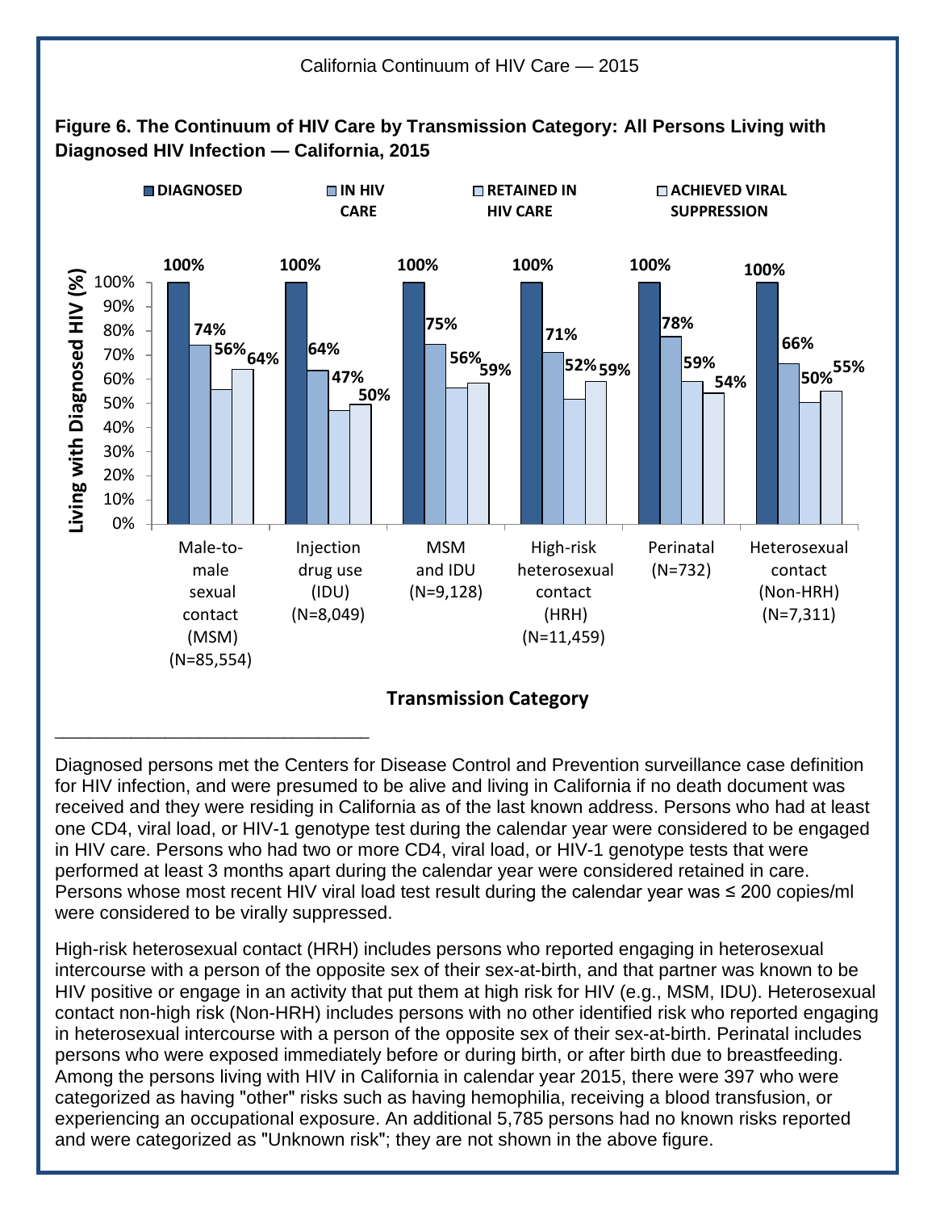**Figure 6. The Continuum of HIV Care by Transmission Category: All Persons Living with Diagnosed HIV Infection — California, 2015**

DIAGNOSED
IN HIV CARE
RETAINED IN HIV CARE
ACHIEVED VIRAL SUPPRESSION

Living with Diagnosed HIV (%)

100%
90%
80%
70%
60%
50%
40%
30%
20%
10%
0%

Male-to-male sexual contact (MSM) (N=85,554): 100% 74% 56% 64%

Injection drug use (IDU) (N=8,049): 100% 64% 47% 50%

MSM and IDU (N=9,128): 100% 75% 56% 59%

High-risk heterosexual contact (HRH) (N=11,459): 100% 71% 52% 59%

Perinatal (N=732): 100% 78% 59% 54%

Heterosexual contact (Non-HRH) (N=7,311): 100% 66% 50% 55%

Transmission Category

---

Diagnosed persons met the Centers for Disease Control and Prevention surveillance case definition for HIV infection, and were presumed to be alive and living in California if no death document was received and they were residing in California as of the last known address. Persons who had at least one CD4, viral load, or HIV-1 genotype test during the calendar year were considered to be engaged in HIV care. Persons who had two or more CD4, viral load, or HIV-1 genotype tests that were performed at least 3 months apart during the calendar year were considered retained in care. Persons whose most recent HIV viral load test result during the calendar year was ≤ 200 copies/ml were considered to be virally suppressed.

High-risk heterosexual contact (HRH) includes persons who reported engaging in heterosexual intercourse with a person of the opposite sex of their sex-at-birth, and that partner was known to be HIV positive or engage in an activity that put them at high risk for HIV (e.g., MSM, IDU). Heterosexual contact non-high risk (Non-HRH) includes persons with no other identified risk who reported engaging in heterosexual intercourse with a person of the opposite sex of their sex-at-birth. Perinatal includes persons who were exposed immediately before or during birth, or after birth due to breastfeeding. Among the persons living with HIV in California in calendar year 2015, there were 397 who were categorized as having "other" risks such as having hemophilia, receiving a blood transfusion, or experiencing an occupational exposure. An additional 5,785 persons had no known risks reported and were categorized as "Unknown risk"; they are not shown in the above figure.